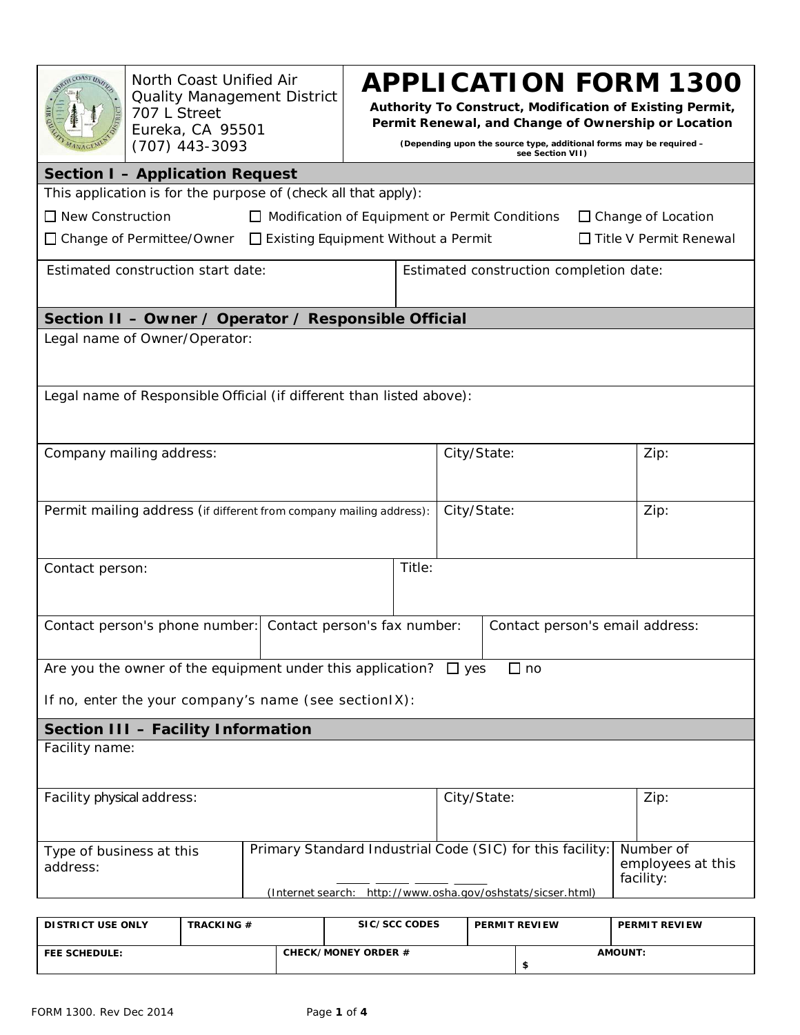North Coast Unified Air Quality Management District
707 L Street
Eureka, CA 95501
(707) 443-3093

# APPLICATION FORM 1300

**Authority To Construct, Modification of Existing Permit, Permit Renewal, and Change of Ownership or Location**

**(Depending upon the source type, additional forms may be required – see Section VII)**

## Section I – Application Request

This application is for the purpose of (check all that apply):

☐ New Construction ☐ Modification of Equipment or Permit Conditions ☐ Change of Location

☐ Change of Permittee/Owner ☐ Existing Equipment Without a Permit ☐ Title V Permit Renewal

| Estimated construction start date: | Estimated construction completion date: |
|---|---|
| | |

## Section II – Owner / Operator / Responsible Official

Legal name of Owner/Operator:

Legal name of Responsible Official (if different than listed above):

| Company mailing address: | City/State: | Zip: |
|---|---|---|
| | | |

| Permit mailing address (if different from company mailing address): | City/State: | Zip: |
|---|---|---|
| | | |

| Contact person: | Title: |
|---|---|
| | |

| Contact person's phone number: | Contact person's fax number: | Contact person's email address: |
|---|---|---|
| | | |

Are you the owner of the equipment under this application? ☐ yes ☐ no

If no, enter the your company's name (see sectionIX):

## Section III – Facility Information

Facility name:

| Facility physical address: | City/State: | Zip: |
|---|---|---|
| | | |

| Type of business at this address: | Primary Standard Industrial Code (SIC) for this facility: ____ ____ ____ ____ (Internet search: http://www.osha.gov/oshstats/sicser.html) | Number of employees at this facility: |
|---|---|---|
| | | |

| DISTRICT USE ONLY | TRACKING # | SIC/SCC CODES | PERMIT REVIEW | PERMIT REVIEW |
|---|---|---|---|---|
| **FEE SCHEDULE:** | **CHECK/MONEY ORDER #** | | **AMOUNT:** $ | |

FORM 1300. Rev Dec 2014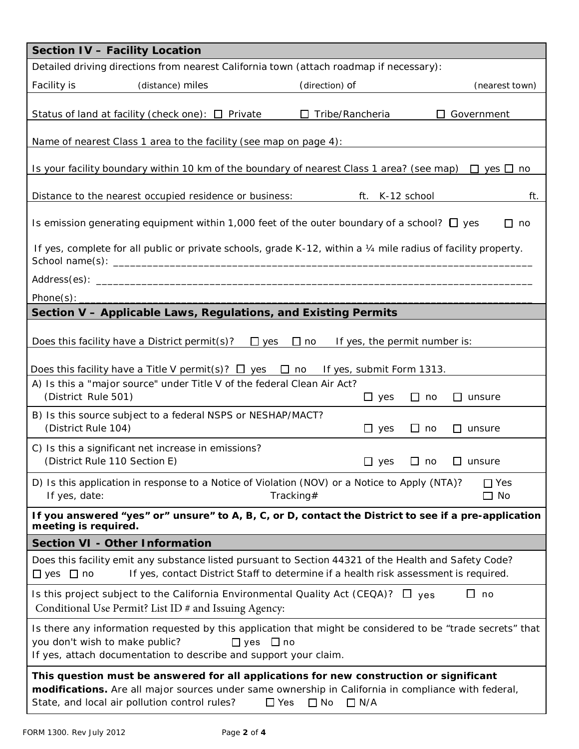## Section IV – Facility Location

Detailed driving directions from nearest California town (attach roadmap if necessary):

Facility is (distance) miles (direction) of (nearest town)

Status of land at facility (check one): ☐ Private ☐ Tribe/Rancheria ☐ Government

Name of nearest Class 1 area to the facility (see map on page 4):

Is your facility boundary within 10 km of the boundary of nearest Class 1 area? (see map) ☐ yes ☐ no

Distance to the nearest occupied residence or business: ft. K-12 school ft.

Is emission generating equipment within 1,000 feet of the outer boundary of a school? ☐ yes ☐ no

If yes, complete for all public or private schools, grade K-12, within a ¼ mile radius of facility property.

School name(s): ___________________________________________________________________________

Address(es): ______________________________________________________________________________

Phone(s): _________________________________________________________________________________

## Section V – Applicable Laws, Regulations, and Existing Permits

Does this facility have a District permit(s)? ☐ yes ☐ no If yes, the permit number is:

Does this facility have a Title V permit(s)? ☐ yes ☐ no If yes, submit Form 1313.

A) Is this a "major source" under Title V of the federal Clean Air Act? (District Rule 501) ☐ yes ☐ no ☐ unsure

B) Is this source subject to a federal NSPS or NESHAP/MACT? (District Rule 104) ☐ yes ☐ no ☐ unsure

C) Is this a significant net increase in emissions? (District Rule 110 Section E) ☐ yes ☐ no ☐ unsure

D) Is this application in response to a Notice of Violation (NOV) or a Notice to Apply (NTA)? ☐ Yes ☐ No
If yes, date: Tracking#

**If you answered "yes" or" unsure" to A, B, C, or D, contact the District to see if a pre-application meeting is required.**

## Section VI - Other Information

Does this facility emit any substance listed pursuant to Section 44321 of the Health and Safety Code?
☐ yes ☐ no If yes, contact District Staff to determine if a health risk assessment is required.

Is this project subject to the California Environmental Quality Act (CEQA)? ☐ yes ☐ no
Conditional Use Permit? List ID # and Issuing Agency:

Is there any information requested by this application that might be considered to be "trade secrets" that you don't wish to make public? ☐ yes ☐ no
If yes, attach documentation to describe and support your claim.

**This question must be answered for all applications for new construction or significant modifications.** Are all major sources under same ownership in California in compliance with federal, State, and local air pollution control rules? ☐ Yes ☐ No ☐ N/A

FORM 1300. Rev July 2012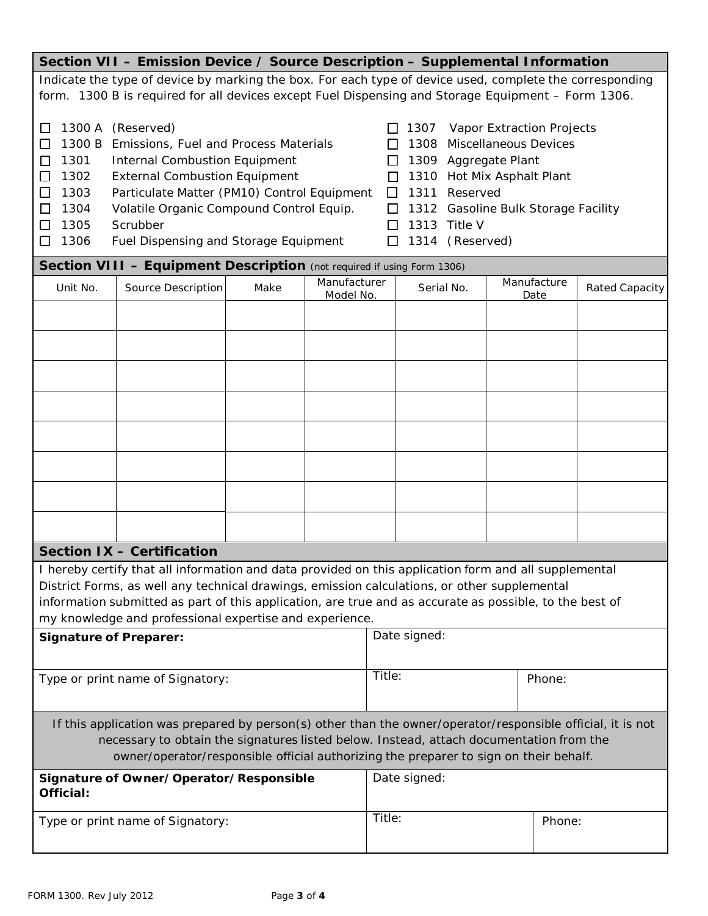## Section VII – Emission Device / Source Description – Supplemental Information

Indicate the type of device by marking the box. For each type of device used, complete the corresponding form. 1300 B is required for all devices except Fuel Dispensing and Storage Equipment – Form 1306.

- ☐ 1300 A (Reserved)
- ☐ 1300 B Emissions, Fuel and Process Materials
- ☐ 1301 Internal Combustion Equipment
- ☐ 1302 External Combustion Equipment
- ☐ 1303 Particulate Matter (PM10) Control Equipment
- ☐ 1304 Volatile Organic Compound Control Equip.
- ☐ 1305 Scrubber
- ☐ 1306 Fuel Dispensing and Storage Equipment
- ☐ 1307 Vapor Extraction Projects
- ☐ 1308 Miscellaneous Devices
- ☐ 1309 Aggregate Plant
- ☐ 1310 Hot Mix Asphalt Plant
- ☐ 1311 Reserved
- ☐ 1312 Gasoline Bulk Storage Facility
- ☐ 1313 Title V
- ☐ 1314 (Reserved)

## Section VIII – Equipment Description (not required if using Form 1306)

| Unit No. | Source Description | Make | Manufacturer Model No. | Serial No. | Manufacture Date | Rated Capacity |
|---|---|---|---|---|---|---|
| | | | | | | |
| | | | | | | |
| | | | | | | |
| | | | | | | |
| | | | | | | |
| | | | | | | |
| | | | | | | |
| | | | | | | |

## Section IX – Certification

I hereby certify that all information and data provided on this application form and all supplemental District Forms, as well any technical drawings, emission calculations, or other supplemental information submitted as part of this application, are true and as accurate as possible, to the best of my knowledge and professional expertise and experience.

| **Signature of Preparer:** | Date signed: | |
|---|---|---|
| Type or print name of Signatory: | Title: | Phone: |

If this application was prepared by person(s) other than the owner/operator/responsible official, it is not necessary to obtain the signatures listed below. Instead, attach documentation from the owner/operator/responsible official authorizing the preparer to sign on their behalf.

| **Signature of Owner/Operator/Responsible Official:** | Date signed: | |
|---|---|---|
| Type or print name of Signatory: | Title: | Phone: |

FORM 1300. Rev July 2012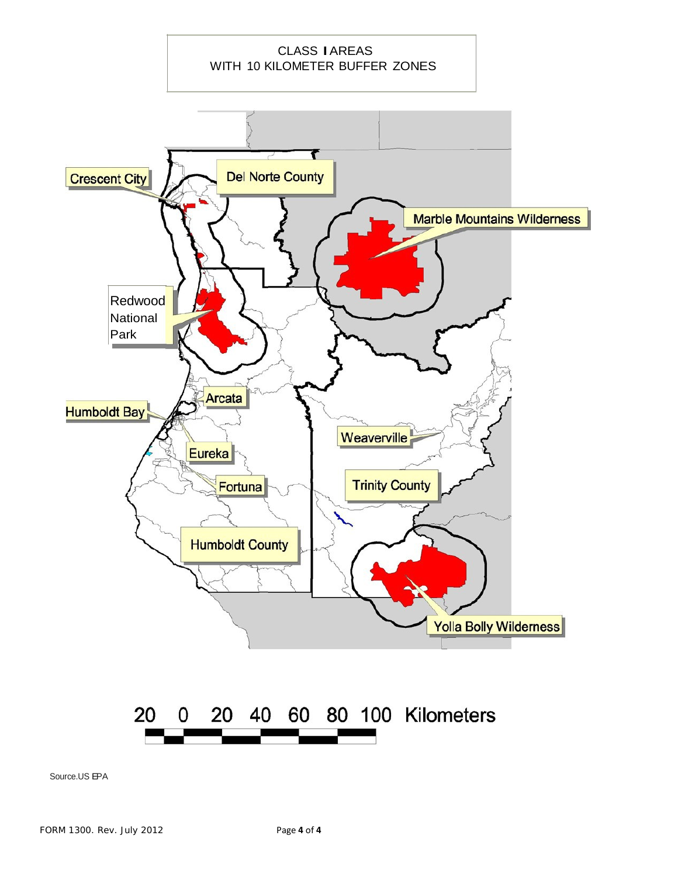CLASS I AREAS
WITH 10 KILOMETER BUFFER ZONES

Crescent City

Del Norte County

Marble Mountains Wilderness

Redwood National Park

Arcata

Humboldt Bay

Weaverville

Eureka

Fortuna

Trinity County

Humboldt County

Yolla Bolly Wilderness

20 0 20 40 60 80 100 Kilometers

Source.US EPA